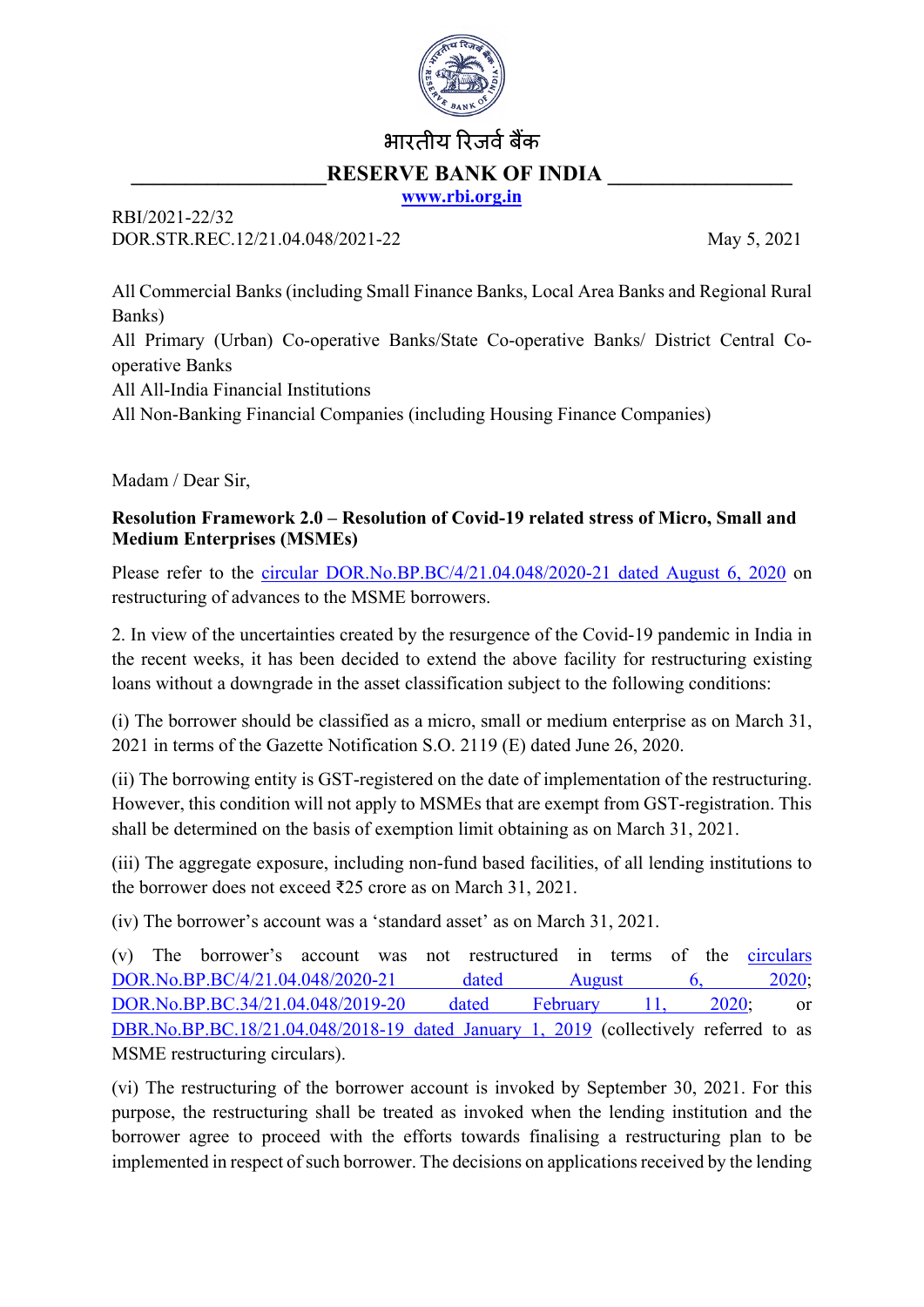भारतीय रिज़र्व बैंक

**RESERVE BANK OF INDIA**

**www.rbi.org.in**

RBI/2021-22/32
DOR.STR.REC.12/21.04.048/2021-22

May 5, 2021

All Commercial Banks (including Small Finance Banks, Local Area Banks and Regional Rural Banks)
All Primary (Urban) Co-operative Banks/State Co-operative Banks/ District Central Co-operative Banks
All All-India Financial Institutions
All Non-Banking Financial Companies (including Housing Finance Companies)

Madam / Dear Sir,

**Resolution Framework 2.0 – Resolution of Covid-19 related stress of Micro, Small and Medium Enterprises (MSMEs)**

Please refer to the circular DOR.No.BP.BC/4/21.04.048/2020-21 dated August 6, 2020 on restructuring of advances to the MSME borrowers.

2. In view of the uncertainties created by the resurgence of the Covid-19 pandemic in India in the recent weeks, it has been decided to extend the above facility for restructuring existing loans without a downgrade in the asset classification subject to the following conditions:

(i) The borrower should be classified as a micro, small or medium enterprise as on March 31, 2021 in terms of the Gazette Notification S.O. 2119 (E) dated June 26, 2020.

(ii) The borrowing entity is GST-registered on the date of implementation of the restructuring. However, this condition will not apply to MSMEs that are exempt from GST-registration. This shall be determined on the basis of exemption limit obtaining as on March 31, 2021.

(iii) The aggregate exposure, including non-fund based facilities, of all lending institutions to the borrower does not exceed ₹25 crore as on March 31, 2021.

(iv) The borrower's account was a 'standard asset' as on March 31, 2021.

(v) The borrower's account was not restructured in terms of the circulars DOR.No.BP.BC/4/21.04.048/2020-21 dated August 6, 2020; DOR.No.BP.BC.34/21.04.048/2019-20 dated February 11, 2020; or DBR.No.BP.BC.18/21.04.048/2018-19 dated January 1, 2019 (collectively referred to as MSME restructuring circulars).

(vi) The restructuring of the borrower account is invoked by September 30, 2021. For this purpose, the restructuring shall be treated as invoked when the lending institution and the borrower agree to proceed with the efforts towards finalising a restructuring plan to be implemented in respect of such borrower. The decisions on applications received by the lending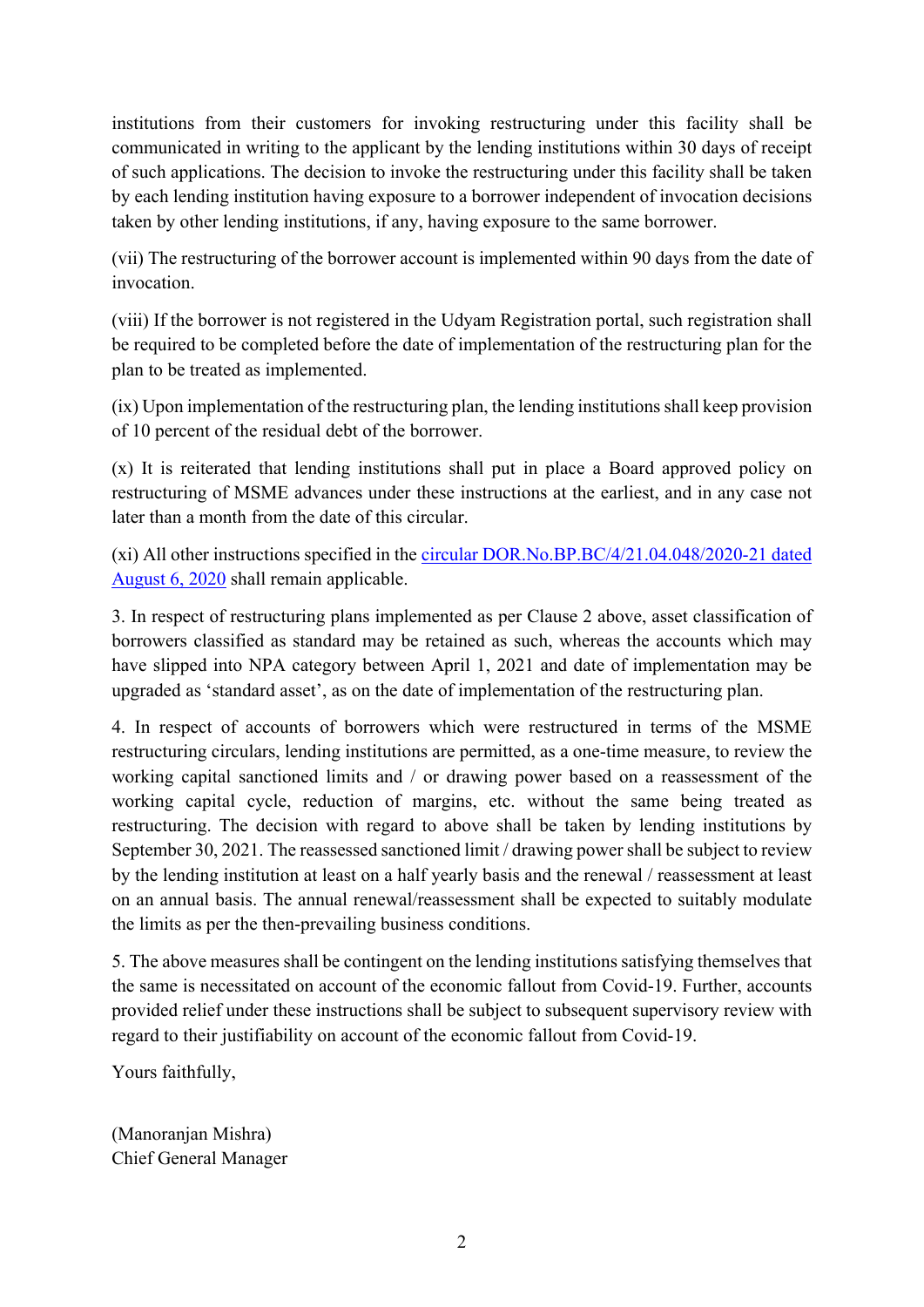institutions from their customers for invoking restructuring under this facility shall be communicated in writing to the applicant by the lending institutions within 30 days of receipt of such applications. The decision to invoke the restructuring under this facility shall be taken by each lending institution having exposure to a borrower independent of invocation decisions taken by other lending institutions, if any, having exposure to the same borrower.

(vii) The restructuring of the borrower account is implemented within 90 days from the date of invocation.

(viii) If the borrower is not registered in the Udyam Registration portal, such registration shall be required to be completed before the date of implementation of the restructuring plan for the plan to be treated as implemented.

(ix) Upon implementation of the restructuring plan, the lending institutions shall keep provision of 10 percent of the residual debt of the borrower.

(x) It is reiterated that lending institutions shall put in place a Board approved policy on restructuring of MSME advances under these instructions at the earliest, and in any case not later than a month from the date of this circular.

(xi) All other instructions specified in the [circular DOR.No.BP.BC/4/21.04.048/2020-21 dated August 6, 2020] shall remain applicable.

3. In respect of restructuring plans implemented as per Clause 2 above, asset classification of borrowers classified as standard may be retained as such, whereas the accounts which may have slipped into NPA category between April 1, 2021 and date of implementation may be upgraded as 'standard asset', as on the date of implementation of the restructuring plan.

4. In respect of accounts of borrowers which were restructured in terms of the MSME restructuring circulars, lending institutions are permitted, as a one-time measure, to review the working capital sanctioned limits and / or drawing power based on a reassessment of the working capital cycle, reduction of margins, etc. without the same being treated as restructuring. The decision with regard to above shall be taken by lending institutions by September 30, 2021. The reassessed sanctioned limit / drawing power shall be subject to review by the lending institution at least on a half yearly basis and the renewal / reassessment at least on an annual basis. The annual renewal/reassessment shall be expected to suitably modulate the limits as per the then-prevailing business conditions.

5. The above measures shall be contingent on the lending institutions satisfying themselves that the same is necessitated on account of the economic fallout from Covid-19. Further, accounts provided relief under these instructions shall be subject to subsequent supervisory review with regard to their justifiability on account of the economic fallout from Covid-19.

Yours faithfully,

(Manoranjan Mishra)
Chief General Manager